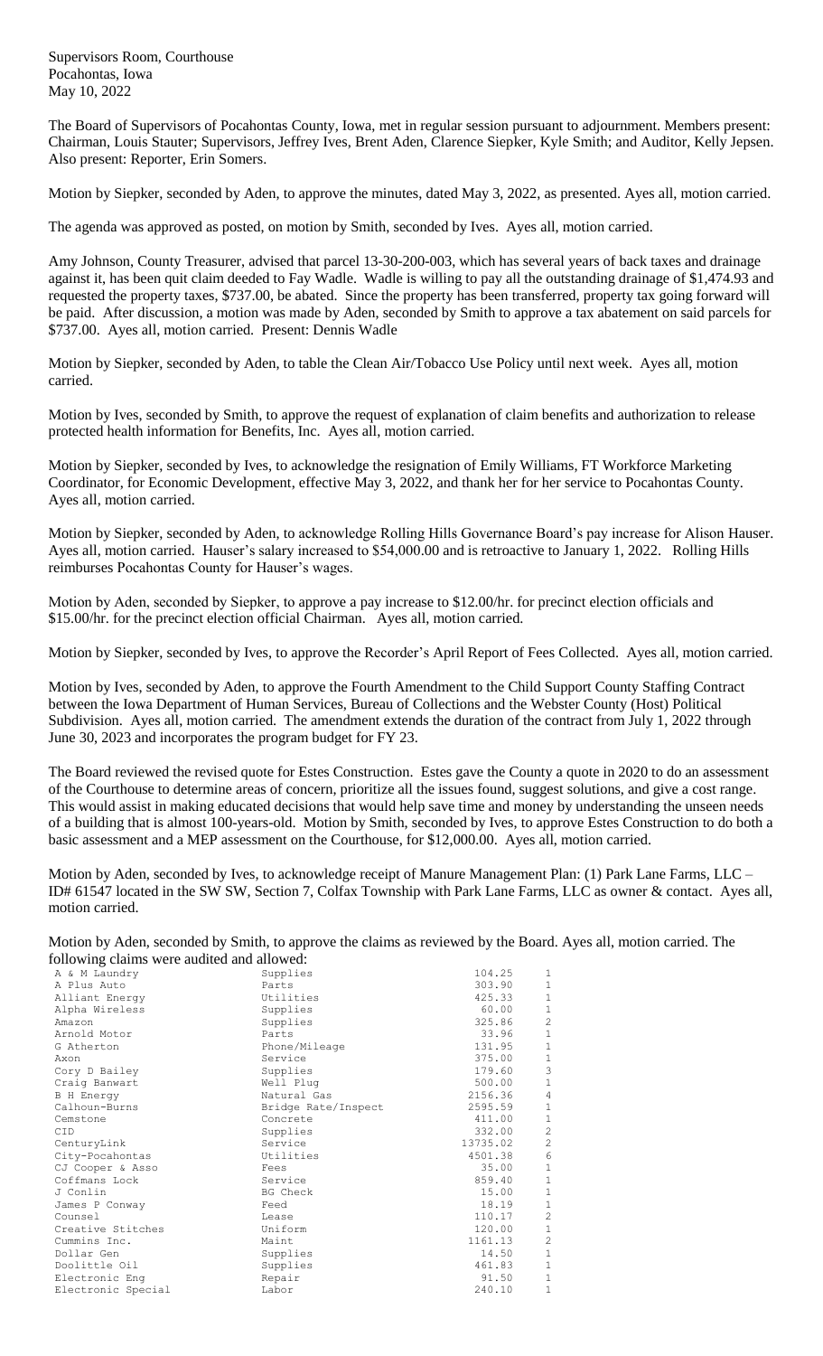Supervisors Room, Courthouse
Pocahontas, Iowa
May 10, 2022

The Board of Supervisors of Pocahontas County, Iowa, met in regular session pursuant to adjournment. Members present: Chairman, Louis Stauter; Supervisors, Jeffrey Ives, Brent Aden, Clarence Siepker, Kyle Smith; and Auditor, Kelly Jepsen. Also present: Reporter, Erin Somers.

Motion by Siepker, seconded by Aden, to approve the minutes, dated May 3, 2022, as presented. Ayes all, motion carried.

The agenda was approved as posted, on motion by Smith, seconded by Ives. Ayes all, motion carried.

Amy Johnson, County Treasurer, advised that parcel 13-30-200-003, which has several years of back taxes and drainage against it, has been quit claim deeded to Fay Wadle. Wadle is willing to pay all the outstanding drainage of $1,474.93 and requested the property taxes, $737.00, be abated. Since the property has been transferred, property tax going forward will be paid. After discussion, a motion was made by Aden, seconded by Smith to approve a tax abatement on said parcels for $737.00. Ayes all, motion carried. Present: Dennis Wadle

Motion by Siepker, seconded by Aden, to table the Clean Air/Tobacco Use Policy until next week. Ayes all, motion carried.

Motion by Ives, seconded by Smith, to approve the request of explanation of claim benefits and authorization to release protected health information for Benefits, Inc. Ayes all, motion carried.

Motion by Siepker, seconded by Ives, to acknowledge the resignation of Emily Williams, FT Workforce Marketing Coordinator, for Economic Development, effective May 3, 2022, and thank her for her service to Pocahontas County. Ayes all, motion carried.

Motion by Siepker, seconded by Aden, to acknowledge Rolling Hills Governance Board's pay increase for Alison Hauser. Ayes all, motion carried. Hauser's salary increased to $54,000.00 and is retroactive to January 1, 2022. Rolling Hills reimburses Pocahontas County for Hauser's wages.

Motion by Aden, seconded by Siepker, to approve a pay increase to $12.00/hr. for precinct election officials and $15.00/hr. for the precinct election official Chairman. Ayes all, motion carried.

Motion by Siepker, seconded by Ives, to approve the Recorder's April Report of Fees Collected. Ayes all, motion carried.

Motion by Ives, seconded by Aden, to approve the Fourth Amendment to the Child Support County Staffing Contract between the Iowa Department of Human Services, Bureau of Collections and the Webster County (Host) Political Subdivision. Ayes all, motion carried. The amendment extends the duration of the contract from July 1, 2022 through June 30, 2023 and incorporates the program budget for FY 23.

The Board reviewed the revised quote for Estes Construction. Estes gave the County a quote in 2020 to do an assessment of the Courthouse to determine areas of concern, prioritize all the issues found, suggest solutions, and give a cost range. This would assist in making educated decisions that would help save time and money by understanding the unseen needs of a building that is almost 100-years-old. Motion by Smith, seconded by Ives, to approve Estes Construction to do both a basic assessment and a MEP assessment on the Courthouse, for $12,000.00. Ayes all, motion carried.

Motion by Aden, seconded by Ives, to acknowledge receipt of Manure Management Plan: (1) Park Lane Farms, LLC – ID# 61547 located in the SW SW, Section 7, Colfax Township with Park Lane Farms, LLC as owner & contact. Ayes all, motion carried.

Motion by Aden, seconded by Smith, to approve the claims as reviewed by the Board. Ayes all, motion carried. The following claims were audited and allowed:

| | | | |
|---|---|---|---|
| A & M Laundry | Supplies | 104.25 | 1 |
| A Plus Auto | Parts | 303.90 | 1 |
| Alliant Energy | Utilities | 425.33 | 1 |
| Alpha Wireless | Supplies | 60.00 | 1 |
| Amazon | Supplies | 325.86 | 2 |
| Arnold Motor | Parts | 33.96 | 1 |
| G Atherton | Phone/Mileage | 131.95 | 1 |
| Axon | Service | 375.00 | 1 |
| Cory D Bailey | Supplies | 179.60 | 3 |
| Craig Banwart | Well Plug | 500.00 | 1 |
| B H Energy | Natural Gas | 2156.36 | 4 |
| Calhoun-Burns | Bridge Rate/Inspect | 2595.59 | 1 |
| Cemstone | Concrete | 411.00 | 1 |
| CID | Supplies | 332.00 | 2 |
| CenturyLink | Service | 13735.02 | 2 |
| City-Pocahontas | Utilities | 4501.38 | 6 |
| CJ Cooper & Asso | Fees | 35.00 | 1 |
| Coffmans Lock | Service | 859.40 | 1 |
| J Conlin | BG Check | 15.00 | 1 |
| James P Conway | Feed | 18.19 | 1 |
| Counsel | Lease | 110.17 | 2 |
| Creative Stitches | Uniform | 120.00 | 1 |
| Cummins Inc. | Maint | 1161.13 | 2 |
| Dollar Gen | Supplies | 14.50 | 1 |
| Doolittle Oil | Supplies | 461.83 | 1 |
| Electronic Eng | Repair | 91.50 | 1 |
| Electronic Special | Labor | 240.10 | 1 |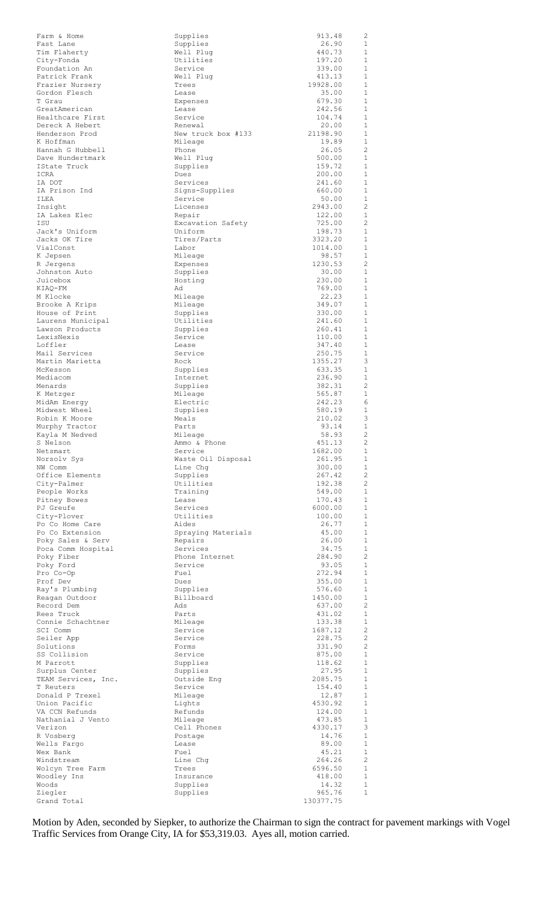| | | | |
|---|---|---|---|
| Farm & Home | Supplies | 913.48 | 2 |
| Fast Lane | Supplies | 26.90 | 1 |
| Tim Flaherty | Well Plug | 440.73 | 1 |
| City-Fonda | Utilities | 197.20 | 1 |
| Foundation An | Service | 339.00 | 1 |
| Patrick Frank | Well Plug | 413.13 | 1 |
| Frazier Nursery | Trees | 19928.00 | 1 |
| Gordon Flesch | Lease | 35.00 | 1 |
| T Grau | Expenses | 679.30 | 1 |
| GreatAmerican | Lease | 242.56 | 1 |
| Healthcare First | Service | 104.74 | 1 |
| Dereck A Hebert | Renewal | 20.00 | 1 |
| Henderson Prod | New truck box #133 | 21198.90 | 1 |
| K Hoffman | Mileage | 19.89 | 1 |
| Hannah G Hubbell | Phone | 26.05 | 2 |
| Dave Hundertmark | Well Plug | 500.00 | 1 |
| IState Truck | Supplies | 159.72 | 1 |
| ICRA | Dues | 200.00 | 1 |
| IA DOT | Services | 241.60 | 1 |
| IA Prison Ind | Signs-Supplies | 660.00 | 1 |
| ILEA | Service | 50.00 | 1 |
| Insight | Licenses | 2943.00 | 2 |
| IA Lakes Elec | Repair | 122.00 | 1 |
| ISU | Excavation Safety | 725.00 | 2 |
| Jack's Uniform | Uniform | 198.73 | 1 |
| Jacks OK Tire | Tires/Parts | 3323.20 | 1 |
| VialConst | Labor | 1014.00 | 1 |
| K Jepsen | Mileage | 98.57 | 1 |
| R Jergens | Expenses | 1230.53 | 2 |
| Johnston Auto | Supplies | 30.00 | 1 |
| Juicebox | Hosting | 230.00 | 1 |
| KIAQ-FM | Ad | 769.00 | 1 |
| M Klocke | Mileage | 22.23 | 1 |
| Brooke A Krips | Mileage | 349.07 | 1 |
| House of Print | Supplies | 330.00 | 1 |
| Laurens Municipal | Utilities | 241.60 | 1 |
| Lawson Products | Supplies | 260.41 | 1 |
| LexisNexis | Service | 110.00 | 1 |
| Loffler | Lease | 347.40 | 1 |
| Mail Services | Service | 250.75 | 1 |
| Martin Marietta | Rock | 1355.27 | 3 |
| McKesson | Supplies | 633.35 | 1 |
| Mediacom | Internet | 236.90 | 1 |
| Menards | Supplies | 382.31 | 2 |
| K Metzger | Mileage | 565.87 | 1 |
| MidAm Energy | Electric | 242.23 | 6 |
| Midwest Wheel | Supplies | 580.19 | 1 |
| Robin K Moore | Meals | 210.02 | 3 |
| Murphy Tractor | Parts | 93.14 | 1 |
| Kayla M Nedved | Mileage | 58.93 | 2 |
| S Nelson | Ammo & Phone | 451.13 | 2 |
| Netsmart | Service | 1682.00 | 1 |
| Norsolv Sys | Waste Oil Disposal | 261.95 | 1 |
| NW Comm | Line Chg | 300.00 | 1 |
| Office Elements | Supplies | 267.42 | 2 |
| City-Palmer | Utilities | 192.38 | 2 |
| People Works | Training | 549.00 | 1 |
| Pitney Bowes | Lease | 170.43 | 1 |
| PJ Greufe | Services | 6000.00 | 1 |
| City-Plover | Utilities | 100.00 | 1 |
| Po Co Home Care | Aides | 26.77 | 1 |
| Po Co Extension | Spraying Materials | 45.00 | 1 |
| Poky Sales & Serv | Repairs | 26.00 | 1 |
| Poca Comm Hospital | Services | 34.75 | 1 |
| Poky Fiber | Phone Internet | 284.90 | 2 |
| Poky Ford | Service | 93.05 | 1 |
| Pro Co-Op | Fuel | 272.94 | 1 |
| Prof Dev | Dues | 355.00 | 1 |
| Ray's Plumbing | Supplies | 576.60 | 1 |
| Reagan Outdoor | Billboard | 1450.00 | 1 |
| Record Dem | Ads | 637.00 | 2 |
| Rees Truck | Parts | 431.02 | 1 |
| Connie Schachtner | Mileage | 133.38 | 1 |
| SCI Comm | Service | 1687.12 | 2 |
| Seiler App | Service | 228.75 | 2 |
| Solutions | Forms | 331.90 | 2 |
| SS Collision | Service | 875.00 | 1 |
| M Parrott | Supplies | 118.62 | 1 |
| Surplus Center | Supplies | 27.95 | 1 |
| TEAM Services, Inc. | Outside Eng | 2085.75 | 1 |
| T Reuters | Service | 154.40 | 1 |
| Donald P Trexel | Mileage | 12.87 | 1 |
| Union Pacific | Lights | 4530.92 | 1 |
| VA CCN Refunds | Refunds | 124.00 | 1 |
| Nathanial J Vento | Mileage | 473.85 | 1 |
| Verizon | Cell Phones | 4330.17 | 3 |
| R Vosberg | Postage | 14.76 | 1 |
| Wells Fargo | Lease | 89.00 | 1 |
| Wex Bank | Fuel | 45.21 | 1 |
| Windstream | Line Chg | 264.26 | 2 |
| Wolcyn Tree Farm | Trees | 6596.50 | 1 |
| Woodley Ins | Insurance | 418.00 | 1 |
| Woods | Supplies | 14.32 | 1 |
| Ziegler | Supplies | 965.76 | 1 |
| Grand Total | | 130377.75 | |

Motion by Aden, seconded by Siepker, to authorize the Chairman to sign the contract for pavement markings with Vogel Traffic Services from Orange City, IA for $53,319.03. Ayes all, motion carried.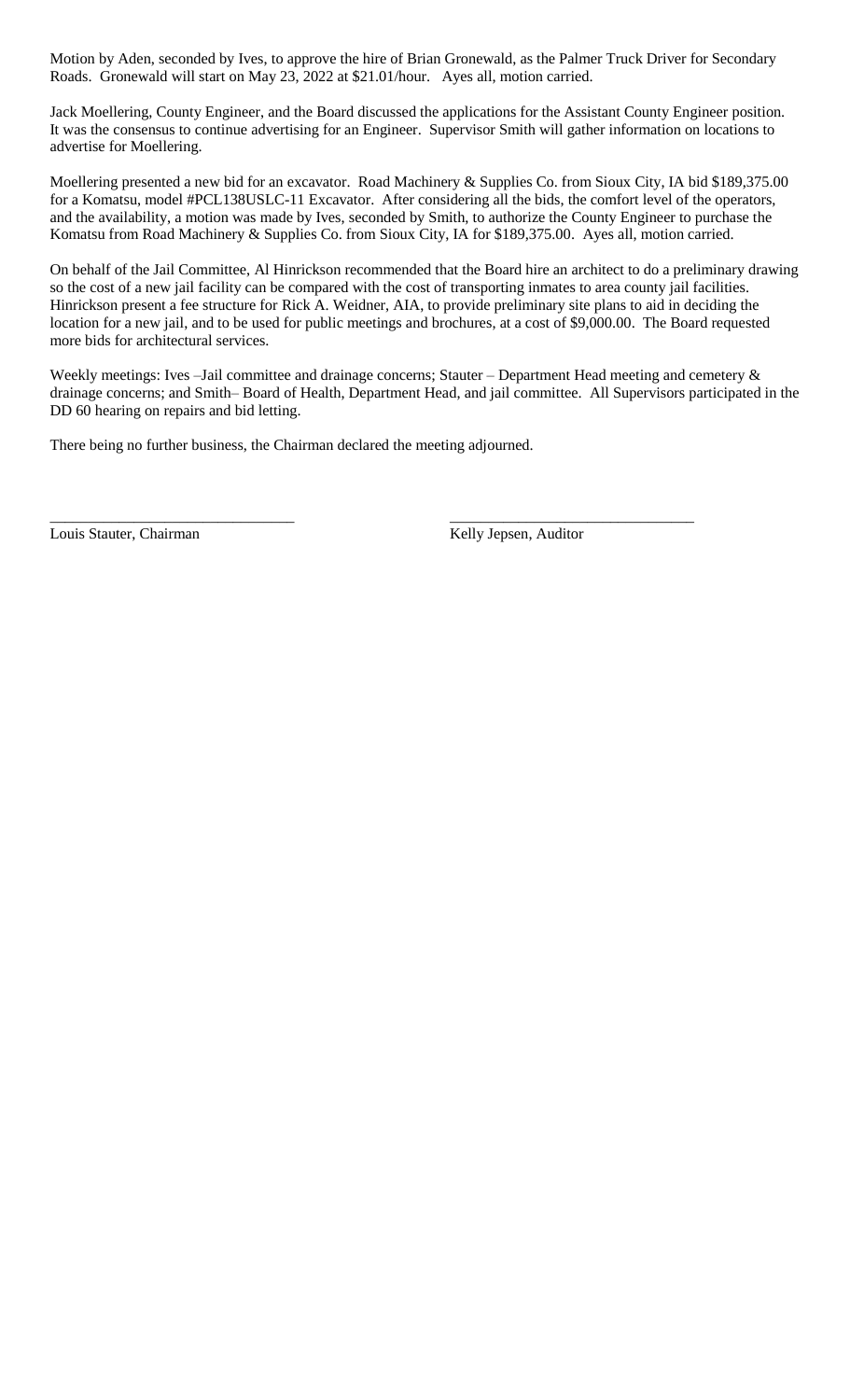Motion by Aden, seconded by Ives, to approve the hire of Brian Gronewald, as the Palmer Truck Driver for Secondary Roads. Gronewald will start on May 23, 2022 at $21.01/hour. Ayes all, motion carried.

Jack Moellering, County Engineer, and the Board discussed the applications for the Assistant County Engineer position. It was the consensus to continue advertising for an Engineer. Supervisor Smith will gather information on locations to advertise for Moellering.

Moellering presented a new bid for an excavator. Road Machinery & Supplies Co. from Sioux City, IA bid $189,375.00 for a Komatsu, model #PCL138USLC-11 Excavator. After considering all the bids, the comfort level of the operators, and the availability, a motion was made by Ives, seconded by Smith, to authorize the County Engineer to purchase the Komatsu from Road Machinery & Supplies Co. from Sioux City, IA for $189,375.00. Ayes all, motion carried.

On behalf of the Jail Committee, Al Hinrickson recommended that the Board hire an architect to do a preliminary drawing so the cost of a new jail facility can be compared with the cost of transporting inmates to area county jail facilities. Hinrickson present a fee structure for Rick A. Weidner, AIA, to provide preliminary site plans to aid in deciding the location for a new jail, and to be used for public meetings and brochures, at a cost of $9,000.00. The Board requested more bids for architectural services.

Weekly meetings: Ives –Jail committee and drainage concerns; Stauter – Department Head meeting and cemetery & drainage concerns; and Smith– Board of Health, Department Head, and jail committee. All Supervisors participated in the DD 60 hearing on repairs and bid letting.

There being no further business, the Chairman declared the meeting adjourned.

_______________________________ _______________________________

Louis Stauter, Chairman Kelly Jepsen, Auditor